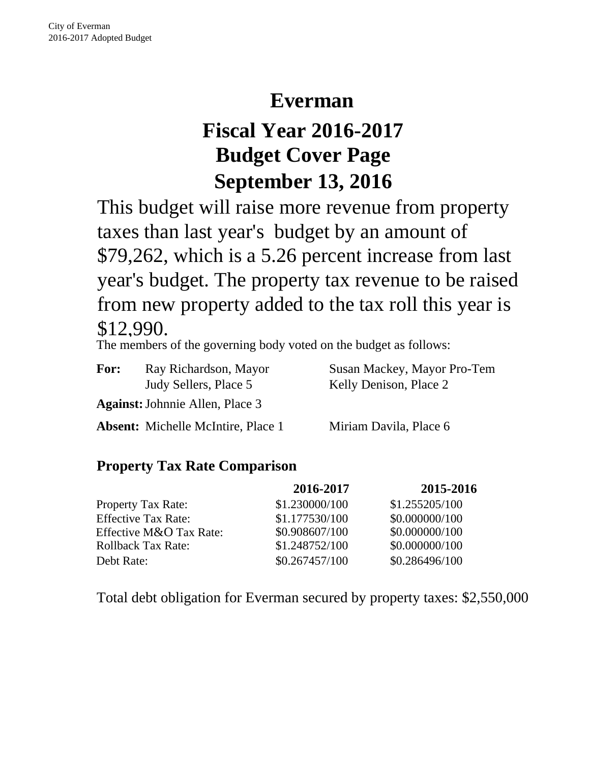# Everman

## Fiscal Year 2016-2017
## Budget Cover Page
## September 13, 2016

This budget will raise more revenue from property taxes than last year's budget by an amount of $79,262, which is a 5.26 percent increase from last year's budget. The property tax revenue to be raised from new property added to the tax roll this year is $12,990.

The members of the governing body voted on the budget as follows:

| | | |
|---|---|---|
| **For:** | Ray Richardson, Mayor | Susan Mackey, Mayor Pro-Tem |
| | Judy Sellers, Place 5 | Kelly Denison, Place 2 |
| **Against:** | Johnnie Allen, Place 3 | |
| **Absent:** | Michelle McIntire, Place 1 | Miriam Davila, Place 6 |

### Property Tax Rate Comparison

| | **2016-2017** | **2015-2016** |
|---|---|---|
| Property Tax Rate: | $1.230000/100 | $1.255205/100 |
| Effective Tax Rate: | $1.177530/100 | $0.000000/100 |
| Effective M&O Tax Rate: | $0.908607/100 | $0.000000/100 |
| Rollback Tax Rate: | $1.248752/100 | $0.000000/100 |
| Debt Rate: | $0.267457/100 | $0.286496/100 |

Total debt obligation for Everman secured by property taxes: $2,550,000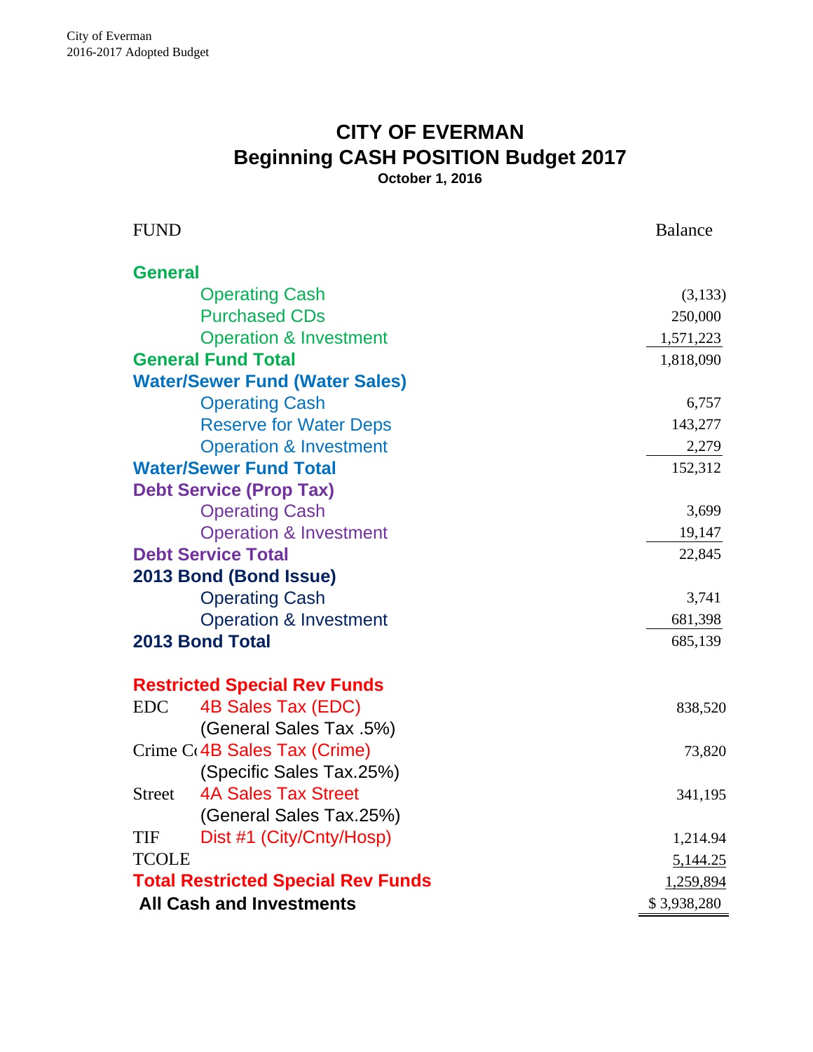# CITY OF EVERMAN

## Beginning CASH POSITION Budget 2017

**October 1, 2016**

| FUND | | Balance |
|---|---|---|
| **General** | | |
| | Operating Cash | (3,133) |
| | Purchased CDs | 250,000 |
| | Operation & Investment | 1,571,223 |
| **General Fund Total** | | 1,818,090 |
| **Water/Sewer Fund (Water Sales)** | | |
| | Operating Cash | 6,757 |
| | Reserve for Water Deps | 143,277 |
| | Operation & Investment | 2,279 |
| **Water/Sewer Fund Total** | | 152,312 |
| **Debt Service (Prop Tax)** | | |
| | Operating Cash | 3,699 |
| | Operation & Investment | 19,147 |
| **Debt Service Total** | | 22,845 |
| **2013 Bond (Bond Issue)** | | |
| | Operating Cash | 3,741 |
| | Operation & Investment | 681,398 |
| **2013 Bond Total** | | 685,139 |
| | | |
| **Restricted Special Rev Funds** | | |
| EDC | 4B Sales Tax (EDC) (General Sales Tax .5%) | 838,520 |
| Crime C | 4B Sales Tax (Crime) (Specific Sales Tax.25%) | 73,820 |
| Street | 4A Sales Tax Street (General Sales Tax.25%) | 341,195 |
| TIF | Dist #1 (City/Cnty/Hosp) | 1,214.94 |
| TCOLE | | 5,144.25 |
| **Total Restricted Special Rev Funds** | | 1,259,894 |
| **All Cash and Investments** | | $ 3,938,280 |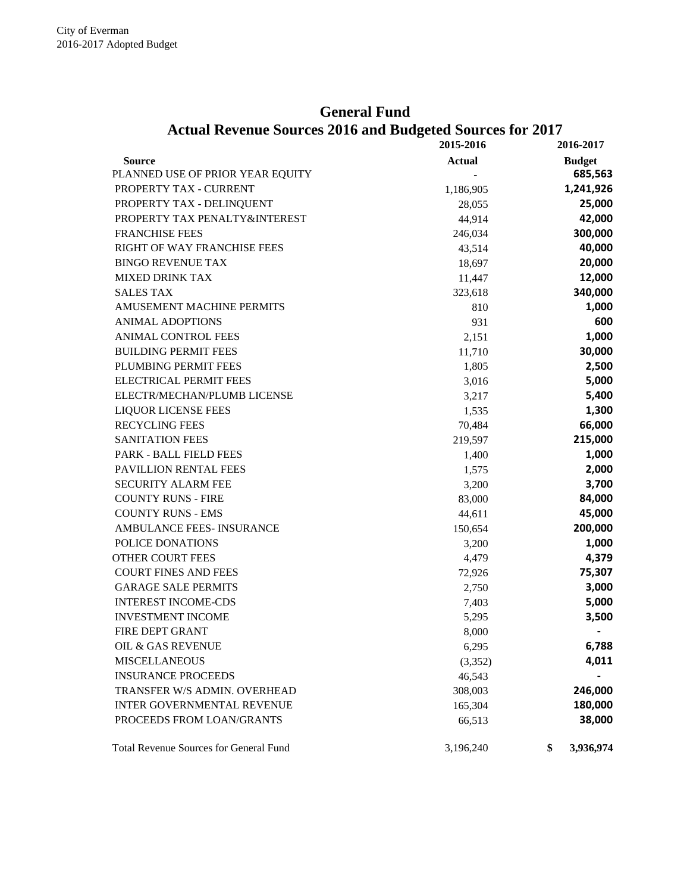# General Fund

## Actual Revenue Sources 2016 and Budgeted Sources for 2017

| Source | 2015-2016 Actual | 2016-2017 Budget |
|---|---|---|
| PLANNED USE OF PRIOR YEAR EQUITY | - | 685,563 |
| PROPERTY TAX - CURRENT | 1,186,905 | 1,241,926 |
| PROPERTY TAX - DELINQUENT | 28,055 | 25,000 |
| PROPERTY TAX PENALTY&INTEREST | 44,914 | 42,000 |
| FRANCHISE FEES | 246,034 | 300,000 |
| RIGHT OF WAY FRANCHISE FEES | 43,514 | 40,000 |
| BINGO REVENUE TAX | 18,697 | 20,000 |
| MIXED DRINK TAX | 11,447 | 12,000 |
| SALES TAX | 323,618 | 340,000 |
| AMUSEMENT MACHINE PERMITS | 810 | 1,000 |
| ANIMAL ADOPTIONS | 931 | 600 |
| ANIMAL CONTROL FEES | 2,151 | 1,000 |
| BUILDING PERMIT FEES | 11,710 | 30,000 |
| PLUMBING PERMIT FEES | 1,805 | 2,500 |
| ELECTRICAL PERMIT FEES | 3,016 | 5,000 |
| ELECTR/MECHAN/PLUMB LICENSE | 3,217 | 5,400 |
| LIQUOR LICENSE FEES | 1,535 | 1,300 |
| RECYCLING FEES | 70,484 | 66,000 |
| SANITATION FEES | 219,597 | 215,000 |
| PARK - BALL FIELD FEES | 1,400 | 1,000 |
| PAVILLION RENTAL FEES | 1,575 | 2,000 |
| SECURITY ALARM FEE | 3,200 | 3,700 |
| COUNTY RUNS - FIRE | 83,000 | 84,000 |
| COUNTY RUNS - EMS | 44,611 | 45,000 |
| AMBULANCE FEES- INSURANCE | 150,654 | 200,000 |
| POLICE DONATIONS | 3,200 | 1,000 |
| OTHER COURT FEES | 4,479 | 4,379 |
| COURT FINES AND FEES | 72,926 | 75,307 |
| GARAGE SALE PERMITS | 2,750 | 3,000 |
| INTEREST INCOME-CDS | 7,403 | 5,000 |
| INVESTMENT INCOME | 5,295 | 3,500 |
| FIRE DEPT GRANT | 8,000 | - |
| OIL & GAS REVENUE | 6,295 | 6,788 |
| MISCELLANEOUS | (3,352) | 4,011 |
| INSURANCE PROCEEDS | 46,543 | - |
| TRANSFER W/S ADMIN. OVERHEAD | 308,003 | 246,000 |
| INTER GOVERNMENTAL REVENUE | 165,304 | 180,000 |
| PROCEEDS FROM LOAN/GRANTS | 66,513 | 38,000 |
| Total Revenue Sources for General Fund | 3,196,240 | $ 3,936,974 |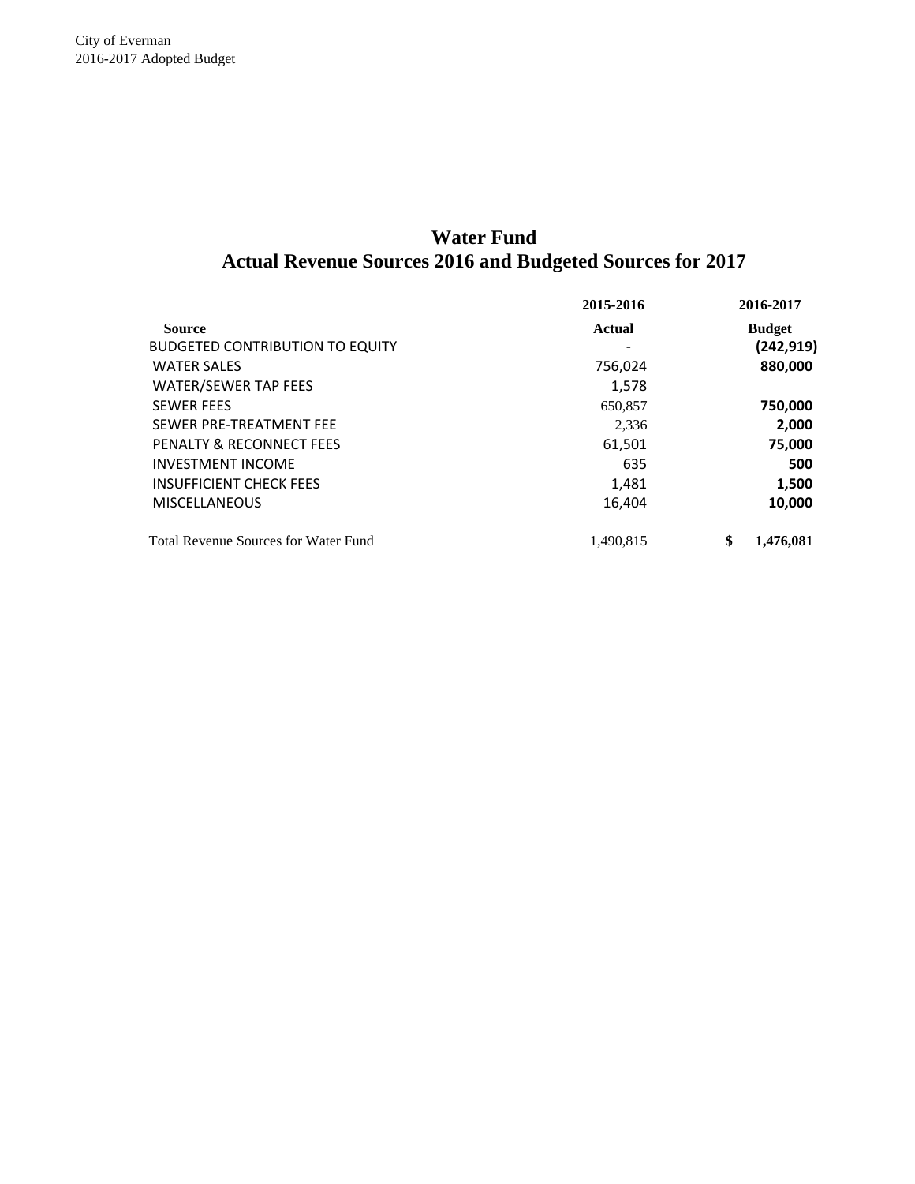City of Everman
2016-2017 Adopted Budget

# Water Fund
## Actual Revenue Sources 2016 and Budgeted Sources for 2017

| | 2015-2016 | 2016-2017 |
|---|---|---|
| **Source** | **Actual** | **Budget** |
| BUDGETED CONTRIBUTION TO EQUITY | - | **(242,919)** |
| WATER SALES | 756,024 | **880,000** |
| WATER/SEWER TAP FEES | 1,578 | |
| SEWER FEES | 650,857 | **750,000** |
| SEWER PRE-TREATMENT FEE | 2,336 | **2,000** |
| PENALTY & RECONNECT FEES | 61,501 | **75,000** |
| INVESTMENT INCOME | 635 | **500** |
| INSUFFICIENT CHECK FEES | 1,481 | **1,500** |
| MISCELLANEOUS | 16,404 | **10,000** |
| Total Revenue Sources for Water Fund | 1,490,815 | **$ 1,476,081** |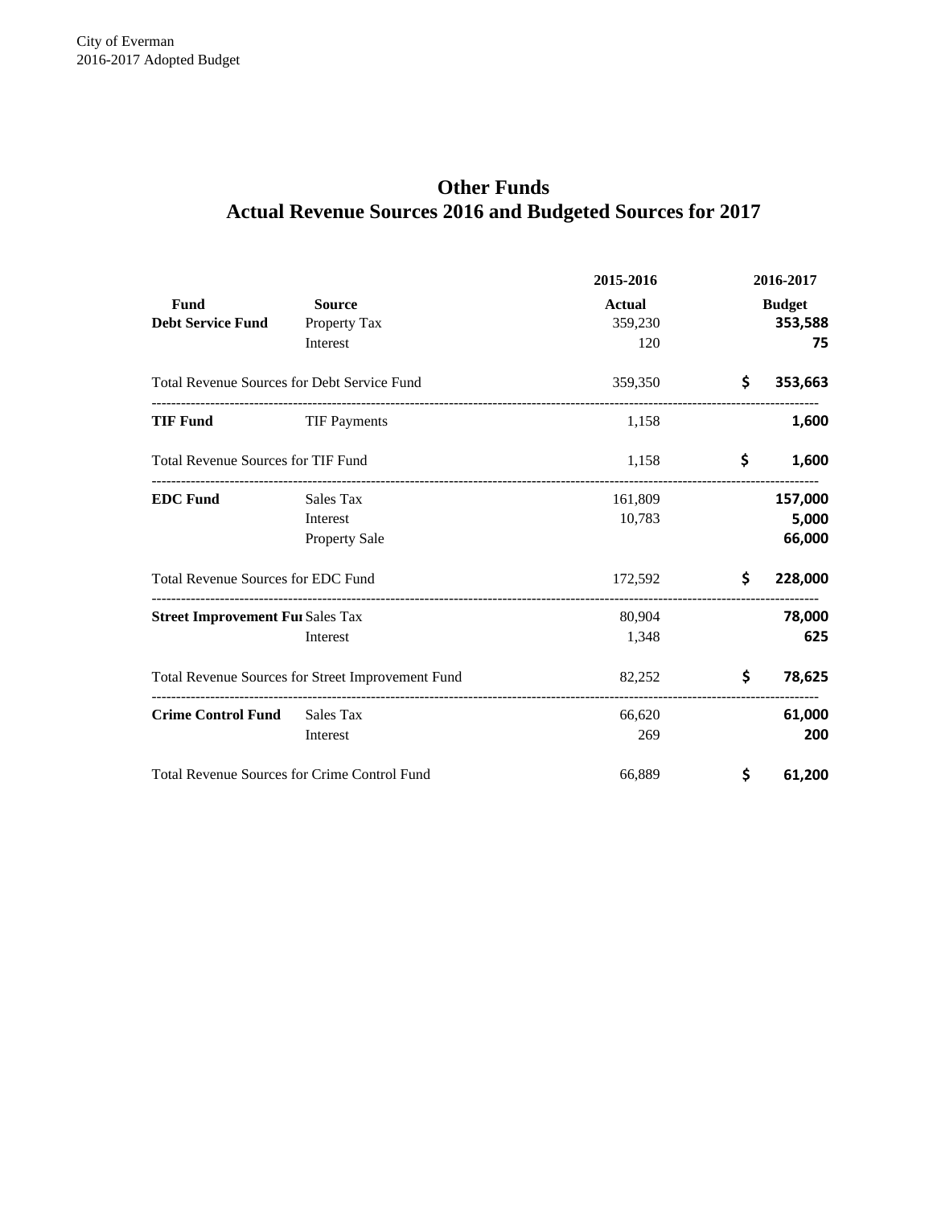## Other Funds
## Actual Revenue Sources 2016 and Budgeted Sources for 2017

| Fund | Source | 2015-2016 Actual | 2016-2017 Budget |
|---|---|---|---|
| **Debt Service Fund** | Property Tax | 359,230 | 353,588 |
| | Interest | 120 | 75 |
| Total Revenue Sources for Debt Service Fund | | 359,350 | $ 353,663 |
| **TIF Fund** | TIF Payments | 1,158 | 1,600 |
| Total Revenue Sources for TIF Fund | | 1,158 | $ 1,600 |
| **EDC Fund** | Sales Tax | 161,809 | 157,000 |
| | Interest | 10,783 | 5,000 |
| | Property Sale | | 66,000 |
| Total Revenue Sources for EDC Fund | | 172,592 | $ 228,000 |
| **Street Improvement Fu** | Sales Tax | 80,904 | 78,000 |
| | Interest | 1,348 | 625 |
| Total Revenue Sources for Street Improvement Fund | | 82,252 | $ 78,625 |
| **Crime Control Fund** | Sales Tax | 66,620 | 61,000 |
| | Interest | 269 | 200 |
| Total Revenue Sources for Crime Control Fund | | 66,889 | $ 61,200 |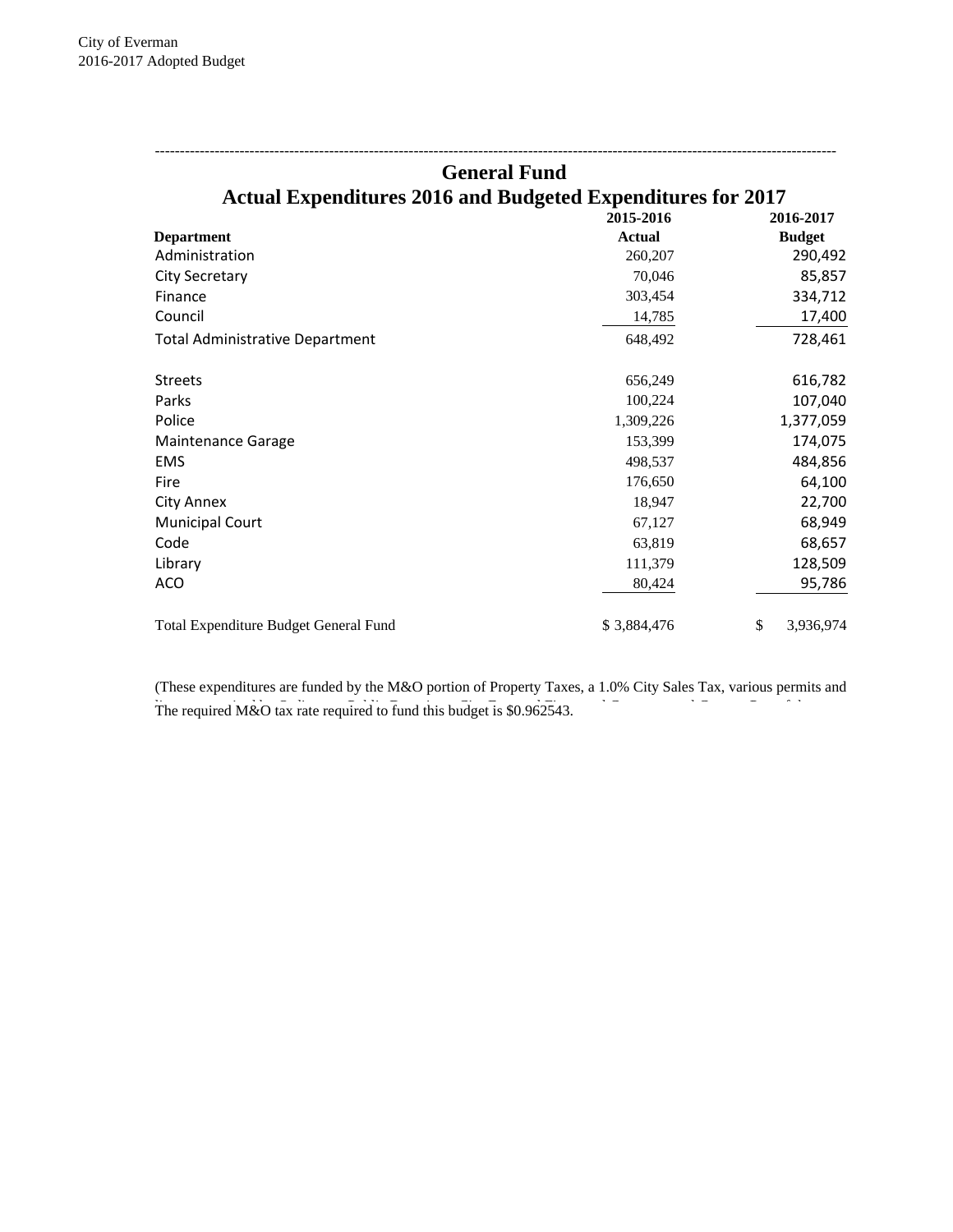## General Fund

### Actual Expenditures 2016 and Budgeted Expenditures for 2017

| Department | 2015-2016 Actual | 2016-2017 Budget |
|---|---|---|
| Administration | 260,207 | 290,492 |
| City Secretary | 70,046 | 85,857 |
| Finance | 303,454 | 334,712 |
| Council | 14,785 | 17,400 |
| Total Administrative Department | 648,492 | 728,461 |
| | | |
| Streets | 656,249 | 616,782 |
| Parks | 100,224 | 107,040 |
| Police | 1,309,226 | 1,377,059 |
| Maintenance Garage | 153,399 | 174,075 |
| EMS | 498,537 | 484,856 |
| Fire | 176,650 | 64,100 |
| City Annex | 18,947 | 22,700 |
| Municipal Court | 67,127 | 68,949 |
| Code | 63,819 | 68,657 |
| Library | 111,379 | 128,509 |
| ACO | 80,424 | 95,786 |
| | | |
| Total Expenditure Budget General Fund | $ 3,884,476 | $ 3,936,974 |

(These expenditures are funded by the M&O portion of Property Taxes, a 1.0% City Sales Tax, various permits and

The required M&O tax rate required to fund this budget is $0.962543.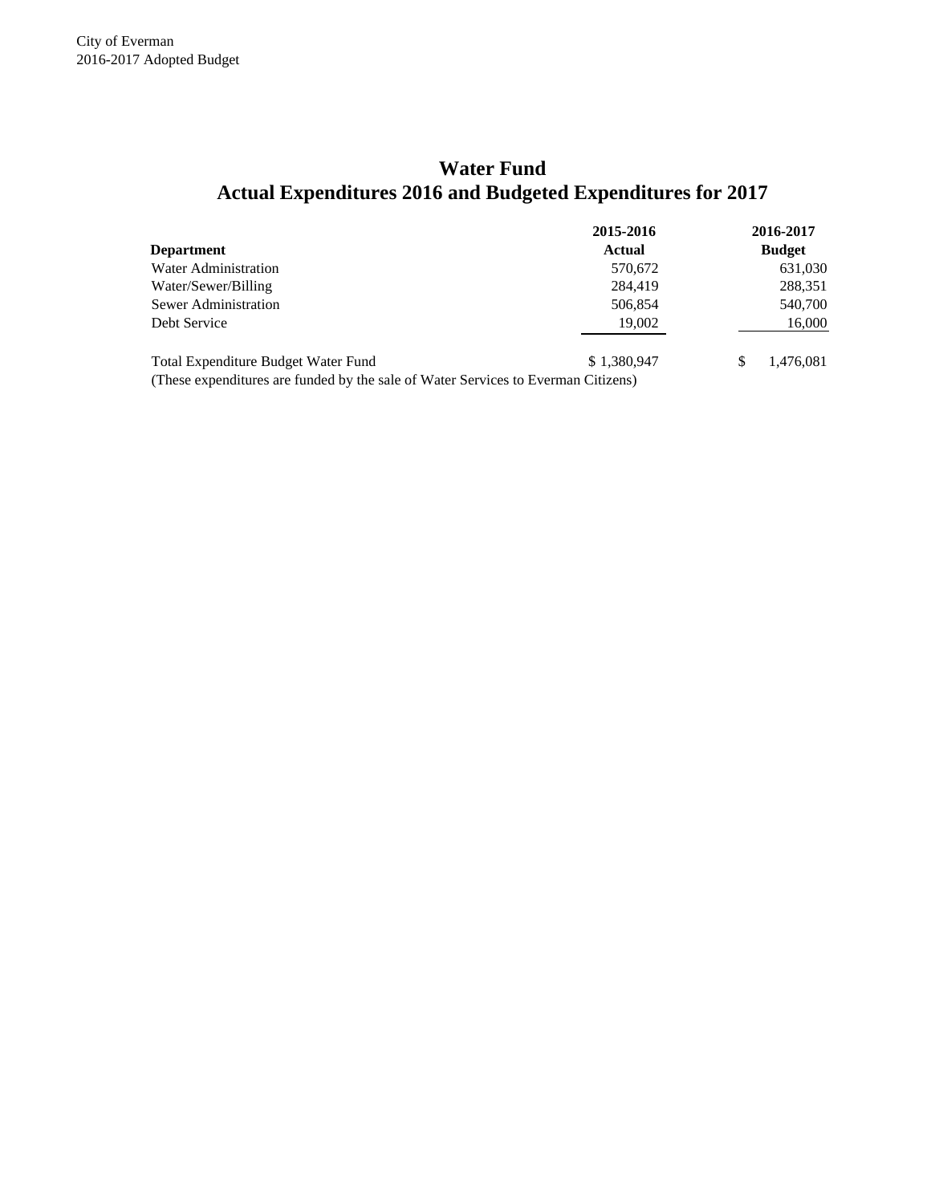# Water Fund
## Actual Expenditures 2016 and Budgeted Expenditures for 2017

| Department | 2015-2016 Actual | 2016-2017 Budget |
|---|---|---|
| Water Administration | 570,672 | 631,030 |
| Water/Sewer/Billing | 284,419 | 288,351 |
| Sewer Administration | 506,854 | 540,700 |
| Debt Service | 19,002 | 16,000 |
| Total Expenditure Budget Water Fund | $ 1,380,947 | $ 1,476,081 |

(These expenditures are funded by the sale of Water Services to Everman Citizens)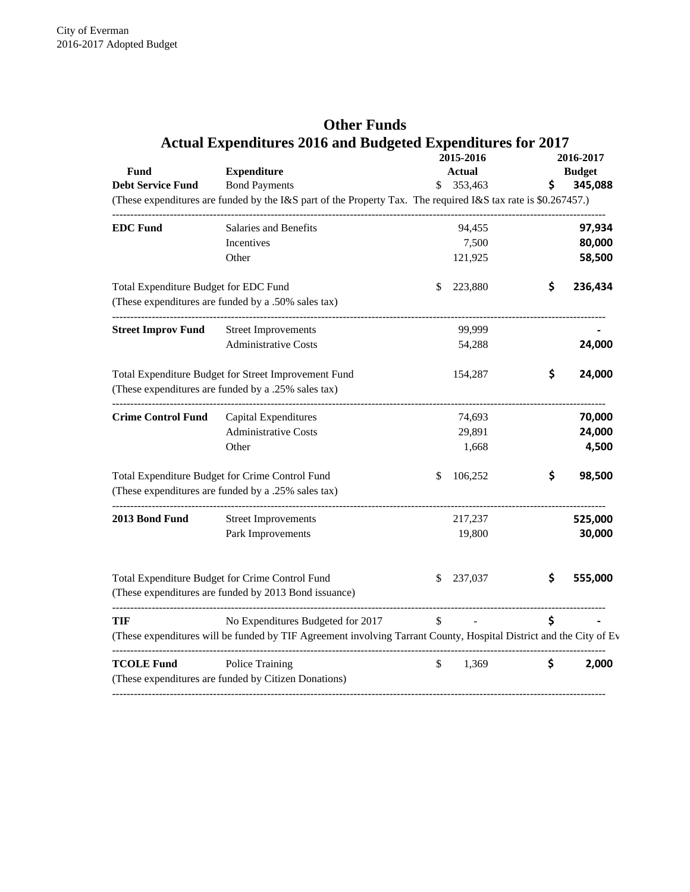City of Everman
2016-2017 Adopted Budget

# Other Funds
## Actual Expenditures 2016 and Budgeted Expenditures for 2017

| Fund | Expenditure | 2015-2016 Actual | 2016-2017 Budget |
|---|---|---|---|
| **Debt Service Fund** | Bond Payments | $ 353,463 | **$ 345,088** |
| (These expenditures are funded by the I&S part of the Property Tax. The required I&S tax rate is $0.267457.) | | | |
| **EDC Fund** | Salaries and Benefits | 94,455 | **97,934** |
| | Incentives | 7,500 | **80,000** |
| | Other | 121,925 | **58,500** |
| Total Expenditure Budget for EDC Fund | | $ 223,880 | **$ 236,434** |
| (These expenditures are funded by a .50% sales tax) | | | |
| **Street Improv Fund** | Street Improvements | 99,999 | **-** |
| | Administrative Costs | 54,288 | **24,000** |
| Total Expenditure Budget for Street Improvement Fund | | 154,287 | **$ 24,000** |
| (These expenditures are funded by a .25% sales tax) | | | |
| **Crime Control Fund** | Capital Expenditures | 74,693 | **70,000** |
| | Administrative Costs | 29,891 | **24,000** |
| | Other | 1,668 | **4,500** |
| Total Expenditure Budget for Crime Control Fund | | $ 106,252 | **$ 98,500** |
| (These expenditures are funded by a .25% sales tax) | | | |
| **2013 Bond Fund** | Street Improvements | 217,237 | **525,000** |
| | Park Improvements | 19,800 | **30,000** |
| Total Expenditure Budget for Crime Control Fund | | $ 237,037 | **$ 555,000** |
| (These expenditures are funded by 2013 Bond issuance) | | | |
| **TIF** | No Expenditures Budgeted for 2017 | $ - | **$ -** |
| (These expenditures will be funded by TIF Agreement involving Tarrant County, Hospital District and the City of Ev | | | |
| **TCOLE Fund** | Police Training | $ 1,369 | **$ 2,000** |
| (These expenditures are funded by Citizen Donations) | | | |